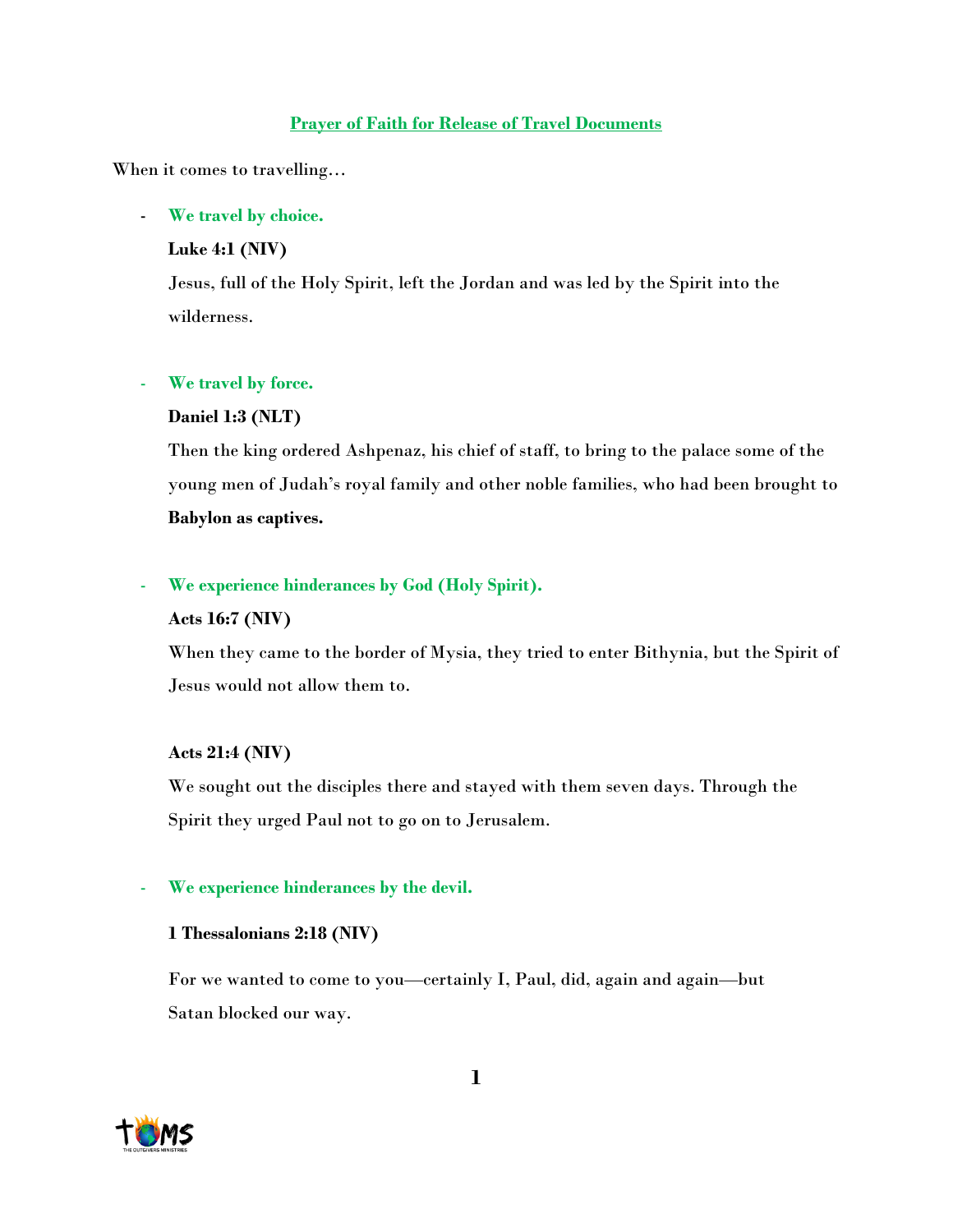# Prayer of Faith for Release of Travel Documents

When it comes to travelling…

- **We travel by choice.**

  **Luke 4:1 (NIV)**

  Jesus, full of the Holy Spirit, left the Jordan and was led by the Spirit into the wilderness.

- **We travel by force.**

  **Daniel 1:3 (NLT)**

  Then the king ordered Ashpenaz, his chief of staff, to bring to the palace some of the young men of Judah's royal family and other noble families, who had been brought to **Babylon as captives.**

- **We experience hinderances by God (Holy Spirit).**

  **Acts 16:7 (NIV)**

  When they came to the border of Mysia, they tried to enter Bithynia, but the Spirit of Jesus would not allow them to.

  **Acts 21:4 (NIV)**

  We sought out the disciples there and stayed with them seven days. Through the Spirit they urged Paul not to go on to Jerusalem.

- **We experience hinderances by the devil.**

  **1 Thessalonians 2:18 (NIV)**

  For we wanted to come to you—certainly I, Paul, did, again and again—but Satan blocked our way.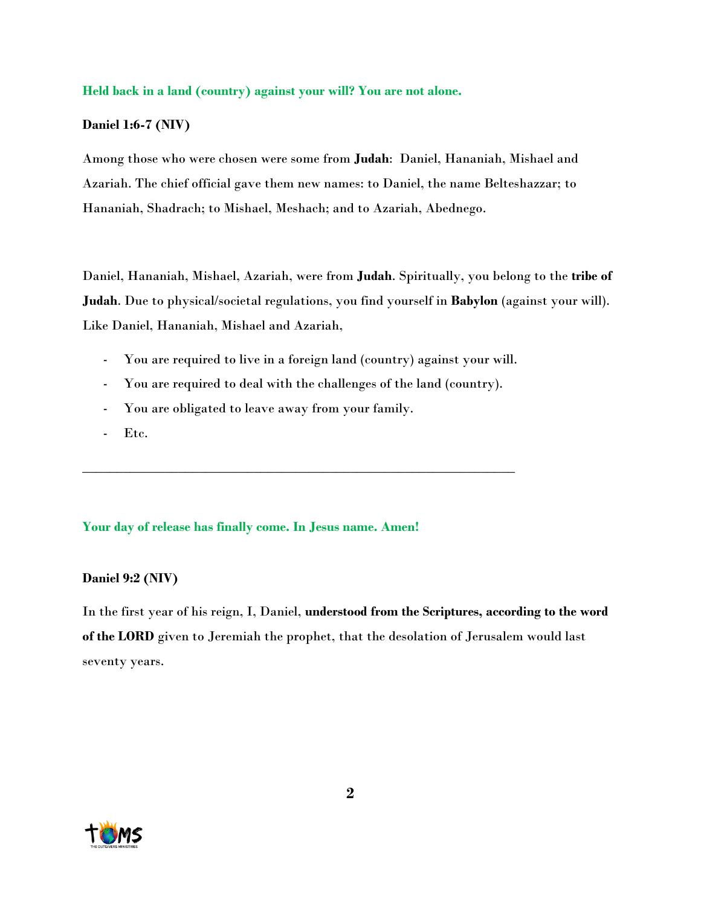**Held back in a land (country) against your will? You are not alone.**

**Daniel 1:6-7 (NIV)**

Among those who were chosen were some from **Judah**: Daniel, Hananiah, Mishael and Azariah. The chief official gave them new names: to Daniel, the name Belteshazzar; to Hananiah, Shadrach; to Mishael, Meshach; and to Azariah, Abednego.

Daniel, Hananiah, Mishael, Azariah, were from **Judah**. Spiritually, you belong to the **tribe of Judah**. Due to physical/societal regulations, you find yourself in **Babylon** (against your will). Like Daniel, Hananiah, Mishael and Azariah,

- You are required to live in a foreign land (country) against your will.
- You are required to deal with the challenges of the land (country).
- You are obligated to leave away from your family.
- Etc.

---

**Your day of release has finally come. In Jesus name. Amen!**

**Daniel 9:2 (NIV)**

In the first year of his reign, I, Daniel, **understood from the Scriptures, according to the word of the LORD** given to Jeremiah the prophet, that the desolation of Jerusalem would last seventy years.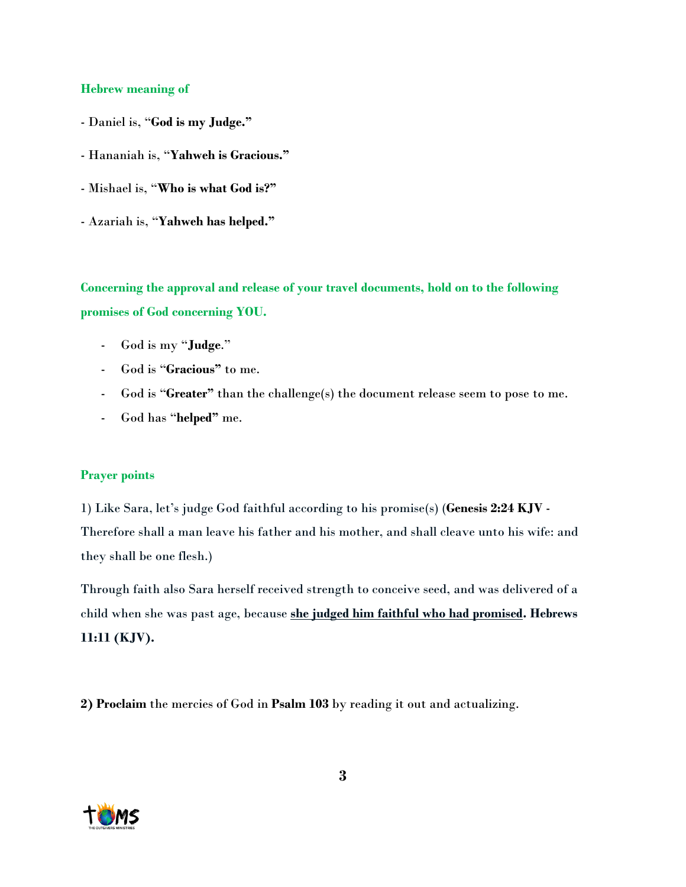**Hebrew meaning of**

- Daniel is, "**God is my Judge.**"

- Hananiah is, "**Yahweh is Gracious.**"

- Mishael is, "**Who is what God is?**"

- Azariah is, "**Yahweh has helped.**"

**Concerning the approval and release of your travel documents, hold on to the following promises of God concerning YOU.**

- God is my "**Judge**."
- God is "**Gracious"** to me.
- God is "**Greater"** than the challenge(s) the document release seem to pose to me.
- God has "**helped"** me.

**Prayer points**

1) Like Sara, let's judge God faithful according to his promise(s) (**Genesis 2:24 KJV** - Therefore shall a man leave his father and his mother, and shall cleave unto his wife: and they shall be one flesh.)

Through faith also Sara herself received strength to conceive seed, and was delivered of a child when she was past age, because <u>**she judged him faithful who had promised**</u>**. Hebrews 11:11 (KJV).**

**2) Proclaim** the mercies of God in **Psalm 103** by reading it out and actualizing.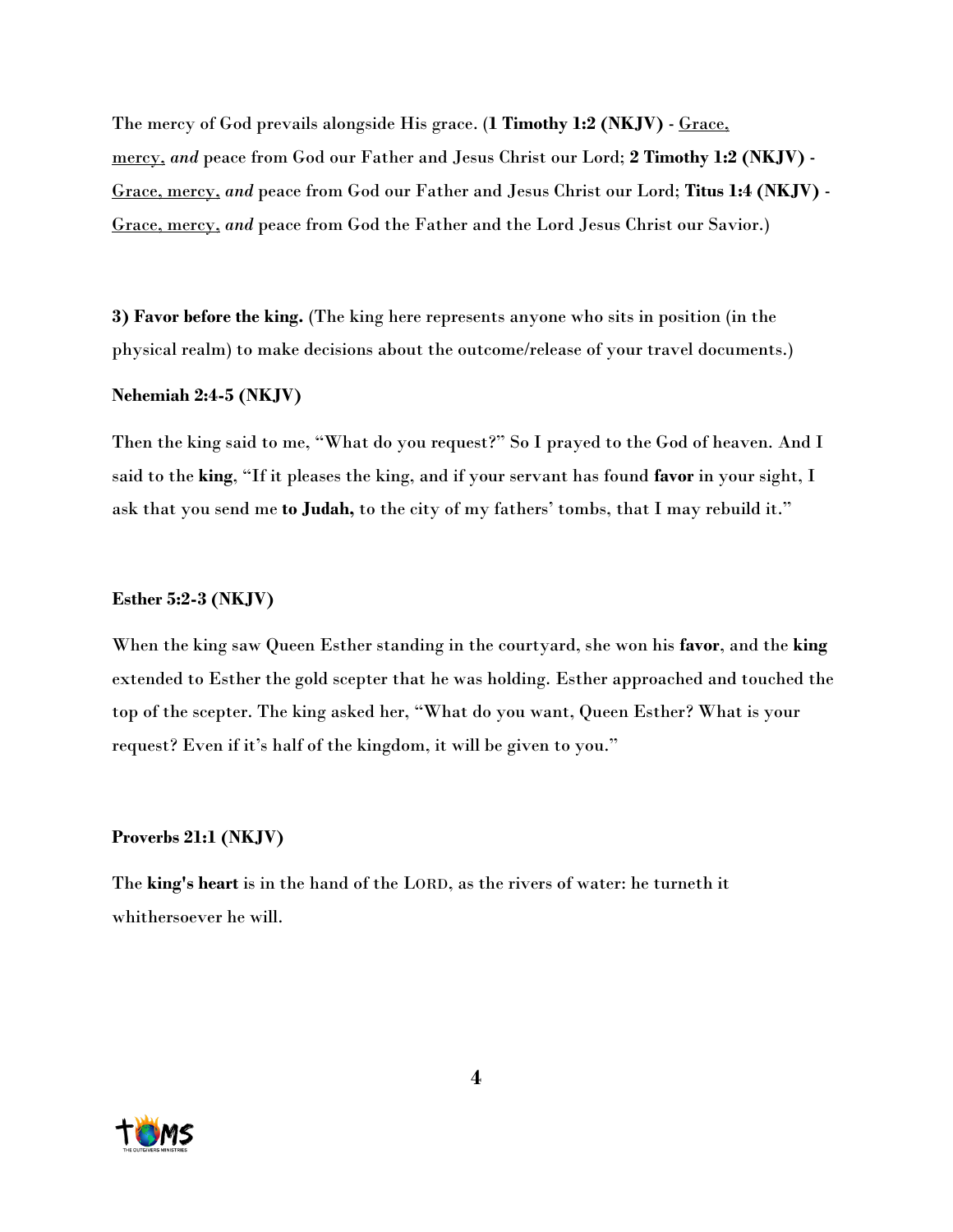The mercy of God prevails alongside His grace. (**1 Timothy 1:2 (NKJV)** - Grace, mercy, *and* peace from God our Father and Jesus Christ our Lord; **2 Timothy 1:2 (NKJV)** - Grace, mercy, *and* peace from God our Father and Jesus Christ our Lord; **Titus 1:4 (NKJV)** - Grace, mercy, *and* peace from God the Father and the Lord Jesus Christ our Savior.)

**3) Favor before the king.** (The king here represents anyone who sits in position (in the physical realm) to make decisions about the outcome/release of your travel documents.)

**Nehemiah 2:4-5 (NKJV)**

Then the king said to me, "What do you request?" So I prayed to the God of heaven. And I said to the **king**, "If it pleases the king, and if your servant has found **favor** in your sight, I ask that you send me **to Judah,** to the city of my fathers' tombs, that I may rebuild it."

**Esther 5:2-3 (NKJV)**

When the king saw Queen Esther standing in the courtyard, she won his **favor**, and the **king** extended to Esther the gold scepter that he was holding. Esther approached and touched the top of the scepter. The king asked her, "What do you want, Queen Esther? What is your request? Even if it's half of the kingdom, it will be given to you."

**Proverbs 21:1 (NKJV)**

The **king's heart** is in the hand of the LORD, as the rivers of water: he turneth it whithersoever he will.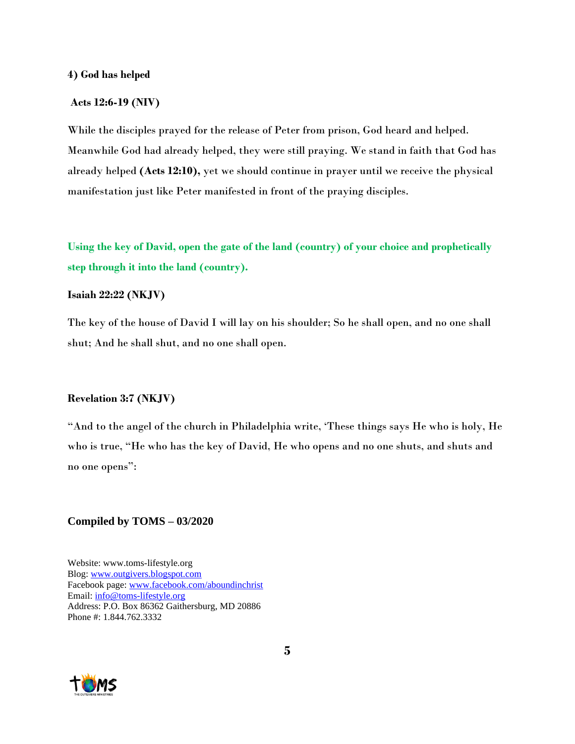**4) God has helped**

**Acts 12:6-19 (NIV)**

While the disciples prayed for the release of Peter from prison, God heard and helped. Meanwhile God had already helped, they were still praying. We stand in faith that God has already helped **(Acts 12:10),** yet we should continue in prayer until we receive the physical manifestation just like Peter manifested in front of the praying disciples.

**Using the key of David, open the gate of the land (country) of your choice and prophetically step through it into the land (country).**

**Isaiah 22:22 (NKJV)**

The key of the house of David I will lay on his shoulder; So he shall open, and no one shall shut; And he shall shut, and no one shall open.

**Revelation 3:7 (NKJV)**

"And to the angel of the church in Philadelphia write, 'These things says He who is holy, He who is true, "He who has the key of David, He who opens and no one shuts, and shuts and no one opens":

**Compiled by TOMS – 03/2020**

Website: www.toms-lifestyle.org
Blog: www.outgivers.blogspot.com
Facebook page: www.facebook.com/aboundinchrist
Email: info@toms-lifestyle.org
Address: P.O. Box 86362 Gaithersburg, MD 20886
Phone #: 1.844.762.3332